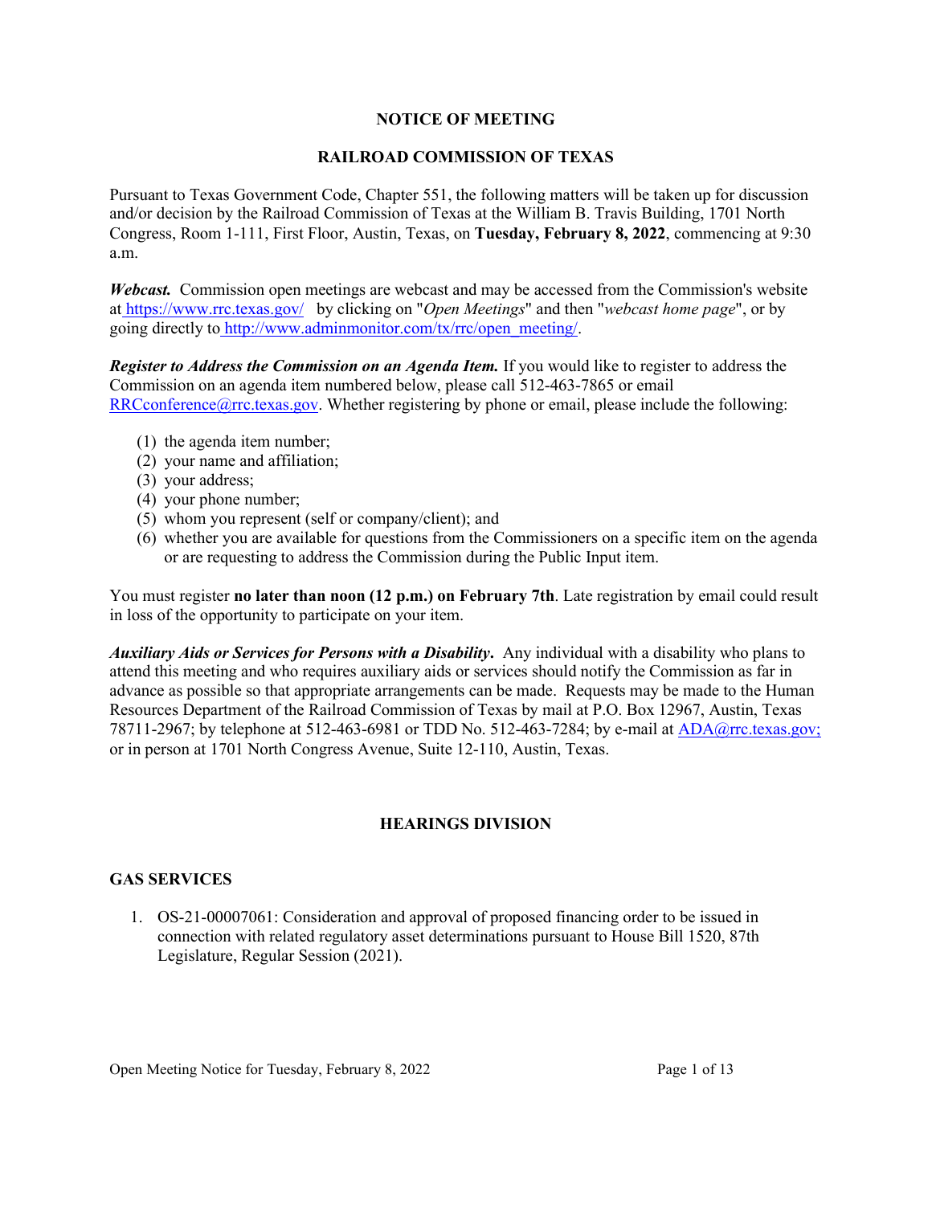# NOTICE OF MEETING

# RAILROAD COMMISSION OF TEXAS

Pursuant to Texas Government Code, Chapter 551, the following matters will be taken up for discussion and/or decision by the Railroad Commission of Texas at the William B. Travis Building, 1701 North Congress, Room 1-111, First Floor, Austin, Texas, on **Tuesday, February 8, 2022**, commencing at 9:30 a.m.

***Webcast.*** Commission open meetings are webcast and may be accessed from the Commission's website at https://www.rrc.texas.gov/ by clicking on "*Open Meetings*" and then "*webcast home page*", or by going directly to http://www.adminmonitor.com/tx/rrc/open_meeting/.

***Register to Address the Commission on an Agenda Item.*** If you would like to register to address the Commission on an agenda item numbered below, please call 512-463-7865 or email RRCconference@rrc.texas.gov. Whether registering by phone or email, please include the following:

(1) the agenda item number;
(2) your name and affiliation;
(3) your address;
(4) your phone number;
(5) whom you represent (self or company/client); and
(6) whether you are available for questions from the Commissioners on a specific item on the agenda or are requesting to address the Commission during the Public Input item.

You must register **no later than noon (12 p.m.) on February 7th**. Late registration by email could result in loss of the opportunity to participate on your item.

***Auxiliary Aids or Services for Persons with a Disability.*** Any individual with a disability who plans to attend this meeting and who requires auxiliary aids or services should notify the Commission as far in advance as possible so that appropriate arrangements can be made. Requests may be made to the Human Resources Department of the Railroad Commission of Texas by mail at P.O. Box 12967, Austin, Texas 78711-2967; by telephone at 512-463-6981 or TDD No. 512-463-7284; by e-mail at ADA@rrc.texas.gov; or in person at 1701 North Congress Avenue, Suite 12-110, Austin, Texas.

## HEARINGS DIVISION

### GAS SERVICES

1. OS-21-00007061: Consideration and approval of proposed financing order to be issued in connection with related regulatory asset determinations pursuant to House Bill 1520, 87th Legislature, Regular Session (2021).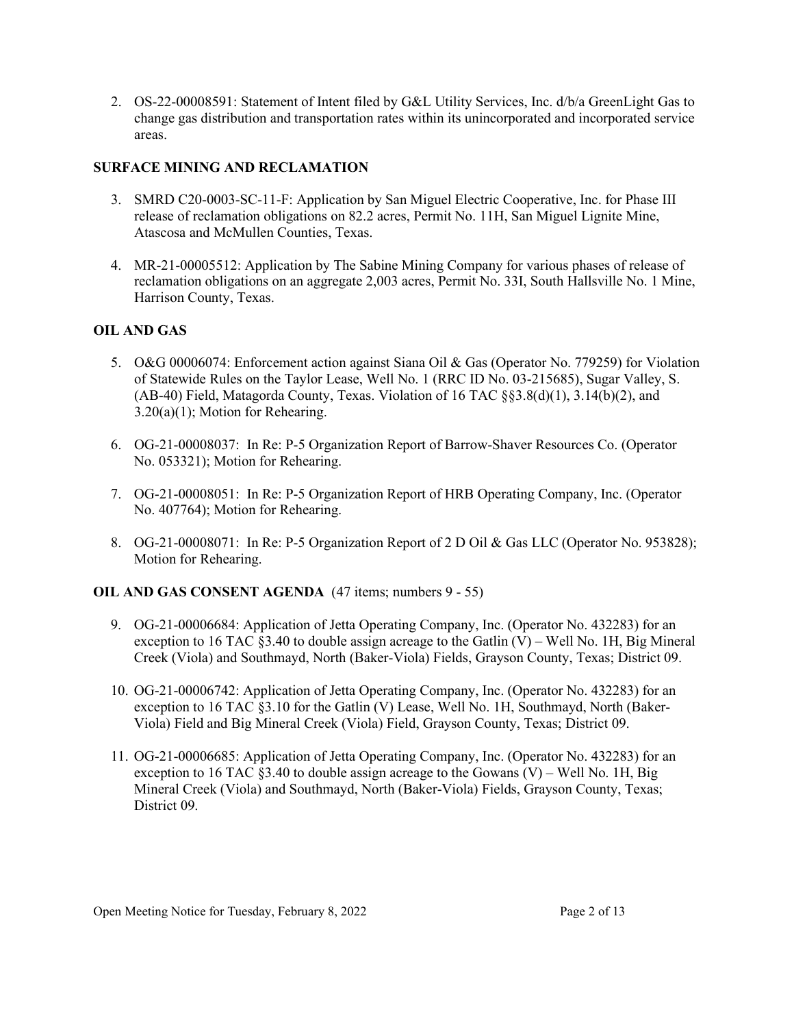2. OS-22-00008591: Statement of Intent filed by G&L Utility Services, Inc. d/b/a GreenLight Gas to change gas distribution and transportation rates within its unincorporated and incorporated service areas.

**SURFACE MINING AND RECLAMATION**

3. SMRD C20-0003-SC-11-F: Application by San Miguel Electric Cooperative, Inc. for Phase III release of reclamation obligations on 82.2 acres, Permit No. 11H, San Miguel Lignite Mine, Atascosa and McMullen Counties, Texas.

4. MR-21-00005512: Application by The Sabine Mining Company for various phases of release of reclamation obligations on an aggregate 2,003 acres, Permit No. 33I, South Hallsville No. 1 Mine, Harrison County, Texas.

**OIL AND GAS**

5. O&G 00006074: Enforcement action against Siana Oil & Gas (Operator No. 779259) for Violation of Statewide Rules on the Taylor Lease, Well No. 1 (RRC ID No. 03-215685), Sugar Valley, S. (AB-40) Field, Matagorda County, Texas. Violation of 16 TAC §§3.8(d)(1), 3.14(b)(2), and 3.20(a)(1); Motion for Rehearing.

6. OG-21-00008037: In Re: P-5 Organization Report of Barrow-Shaver Resources Co. (Operator No. 053321); Motion for Rehearing.

7. OG-21-00008051: In Re: P-5 Organization Report of HRB Operating Company, Inc. (Operator No. 407764); Motion for Rehearing.

8. OG-21-00008071: In Re: P-5 Organization Report of 2 D Oil & Gas LLC (Operator No. 953828); Motion for Rehearing.

**OIL AND GAS CONSENT AGENDA** (47 items; numbers 9 - 55)

9. OG-21-00006684: Application of Jetta Operating Company, Inc. (Operator No. 432283) for an exception to 16 TAC §3.40 to double assign acreage to the Gatlin (V) – Well No. 1H, Big Mineral Creek (Viola) and Southmayd, North (Baker-Viola) Fields, Grayson County, Texas; District 09.

10. OG-21-00006742: Application of Jetta Operating Company, Inc. (Operator No. 432283) for an exception to 16 TAC §3.10 for the Gatlin (V) Lease, Well No. 1H, Southmayd, North (Baker-Viola) Field and Big Mineral Creek (Viola) Field, Grayson County, Texas; District 09.

11. OG-21-00006685: Application of Jetta Operating Company, Inc. (Operator No. 432283) for an exception to 16 TAC §3.40 to double assign acreage to the Gowans (V) – Well No. 1H, Big Mineral Creek (Viola) and Southmayd, North (Baker-Viola) Fields, Grayson County, Texas; District 09.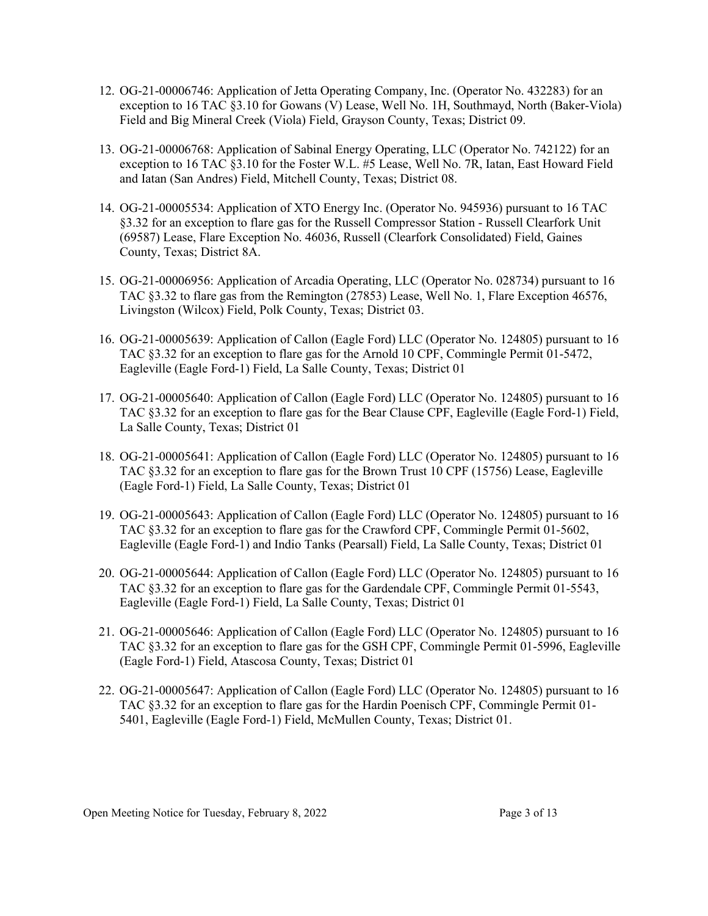12. OG-21-00006746: Application of Jetta Operating Company, Inc. (Operator No. 432283) for an exception to 16 TAC §3.10 for Gowans (V) Lease, Well No. 1H, Southmayd, North (Baker-Viola) Field and Big Mineral Creek (Viola) Field, Grayson County, Texas; District 09.

13. OG-21-00006768: Application of Sabinal Energy Operating, LLC (Operator No. 742122) for an exception to 16 TAC §3.10 for the Foster W.L. #5 Lease, Well No. 7R, Iatan, East Howard Field and Iatan (San Andres) Field, Mitchell County, Texas; District 08.

14. OG-21-00005534: Application of XTO Energy Inc. (Operator No. 945936) pursuant to 16 TAC §3.32 for an exception to flare gas for the Russell Compressor Station - Russell Clearfork Unit (69587) Lease, Flare Exception No. 46036, Russell (Clearfork Consolidated) Field, Gaines County, Texas; District 8A.

15. OG-21-00006956: Application of Arcadia Operating, LLC (Operator No. 028734) pursuant to 16 TAC §3.32 to flare gas from the Remington (27853) Lease, Well No. 1, Flare Exception 46576, Livingston (Wilcox) Field, Polk County, Texas; District 03.

16. OG-21-00005639: Application of Callon (Eagle Ford) LLC (Operator No. 124805) pursuant to 16 TAC §3.32 for an exception to flare gas for the Arnold 10 CPF, Commingle Permit 01-5472, Eagleville (Eagle Ford-1) Field, La Salle County, Texas; District 01

17. OG-21-00005640: Application of Callon (Eagle Ford) LLC (Operator No. 124805) pursuant to 16 TAC §3.32 for an exception to flare gas for the Bear Clause CPF, Eagleville (Eagle Ford-1) Field, La Salle County, Texas; District 01

18. OG-21-00005641: Application of Callon (Eagle Ford) LLC (Operator No. 124805) pursuant to 16 TAC §3.32 for an exception to flare gas for the Brown Trust 10 CPF (15756) Lease, Eagleville (Eagle Ford-1) Field, La Salle County, Texas; District 01

19. OG-21-00005643: Application of Callon (Eagle Ford) LLC (Operator No. 124805) pursuant to 16 TAC §3.32 for an exception to flare gas for the Crawford CPF, Commingle Permit 01-5602, Eagleville (Eagle Ford-1) and Indio Tanks (Pearsall) Field, La Salle County, Texas; District 01

20. OG-21-00005644: Application of Callon (Eagle Ford) LLC (Operator No. 124805) pursuant to 16 TAC §3.32 for an exception to flare gas for the Gardendale CPF, Commingle Permit 01-5543, Eagleville (Eagle Ford-1) Field, La Salle County, Texas; District 01

21. OG-21-00005646: Application of Callon (Eagle Ford) LLC (Operator No. 124805) pursuant to 16 TAC §3.32 for an exception to flare gas for the GSH CPF, Commingle Permit 01-5996, Eagleville (Eagle Ford-1) Field, Atascosa County, Texas; District 01

22. OG-21-00005647: Application of Callon (Eagle Ford) LLC (Operator No. 124805) pursuant to 16 TAC §3.32 for an exception to flare gas for the Hardin Poenisch CPF, Commingle Permit 01-5401, Eagleville (Eagle Ford-1) Field, McMullen County, Texas; District 01.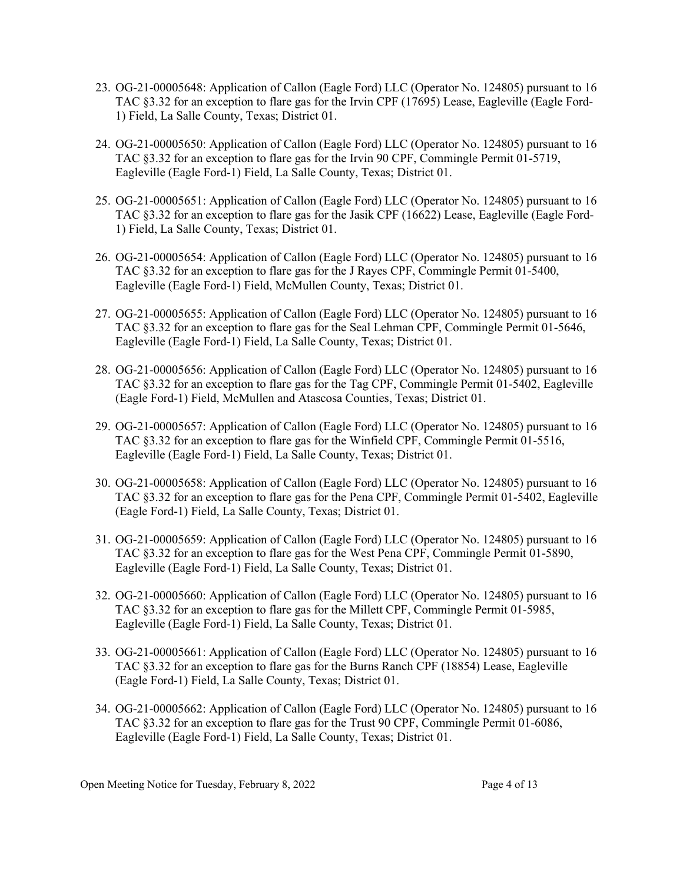23. OG-21-00005648: Application of Callon (Eagle Ford) LLC (Operator No. 124805) pursuant to 16 TAC §3.32 for an exception to flare gas for the Irvin CPF (17695) Lease, Eagleville (Eagle Ford-1) Field, La Salle County, Texas; District 01.

24. OG-21-00005650: Application of Callon (Eagle Ford) LLC (Operator No. 124805) pursuant to 16 TAC §3.32 for an exception to flare gas for the Irvin 90 CPF, Commingle Permit 01-5719, Eagleville (Eagle Ford-1) Field, La Salle County, Texas; District 01.

25. OG-21-00005651: Application of Callon (Eagle Ford) LLC (Operator No. 124805) pursuant to 16 TAC §3.32 for an exception to flare gas for the Jasik CPF (16622) Lease, Eagleville (Eagle Ford-1) Field, La Salle County, Texas; District 01.

26. OG-21-00005654: Application of Callon (Eagle Ford) LLC (Operator No. 124805) pursuant to 16 TAC §3.32 for an exception to flare gas for the J Rayes CPF, Commingle Permit 01-5400, Eagleville (Eagle Ford-1) Field, McMullen County, Texas; District 01.

27. OG-21-00005655: Application of Callon (Eagle Ford) LLC (Operator No. 124805) pursuant to 16 TAC §3.32 for an exception to flare gas for the Seal Lehman CPF, Commingle Permit 01-5646, Eagleville (Eagle Ford-1) Field, La Salle County, Texas; District 01.

28. OG-21-00005656: Application of Callon (Eagle Ford) LLC (Operator No. 124805) pursuant to 16 TAC §3.32 for an exception to flare gas for the Tag CPF, Commingle Permit 01-5402, Eagleville (Eagle Ford-1) Field, McMullen and Atascosa Counties, Texas; District 01.

29. OG-21-00005657: Application of Callon (Eagle Ford) LLC (Operator No. 124805) pursuant to 16 TAC §3.32 for an exception to flare gas for the Winfield CPF, Commingle Permit 01-5516, Eagleville (Eagle Ford-1) Field, La Salle County, Texas; District 01.

30. OG-21-00005658: Application of Callon (Eagle Ford) LLC (Operator No. 124805) pursuant to 16 TAC §3.32 for an exception to flare gas for the Pena CPF, Commingle Permit 01-5402, Eagleville (Eagle Ford-1) Field, La Salle County, Texas; District 01.

31. OG-21-00005659: Application of Callon (Eagle Ford) LLC (Operator No. 124805) pursuant to 16 TAC §3.32 for an exception to flare gas for the West Pena CPF, Commingle Permit 01-5890, Eagleville (Eagle Ford-1) Field, La Salle County, Texas; District 01.

32. OG-21-00005660: Application of Callon (Eagle Ford) LLC (Operator No. 124805) pursuant to 16 TAC §3.32 for an exception to flare gas for the Millett CPF, Commingle Permit 01-5985, Eagleville (Eagle Ford-1) Field, La Salle County, Texas; District 01.

33. OG-21-00005661: Application of Callon (Eagle Ford) LLC (Operator No. 124805) pursuant to 16 TAC §3.32 for an exception to flare gas for the Burns Ranch CPF (18854) Lease, Eagleville (Eagle Ford-1) Field, La Salle County, Texas; District 01.

34. OG-21-00005662: Application of Callon (Eagle Ford) LLC (Operator No. 124805) pursuant to 16 TAC §3.32 for an exception to flare gas for the Trust 90 CPF, Commingle Permit 01-6086, Eagleville (Eagle Ford-1) Field, La Salle County, Texas; District 01.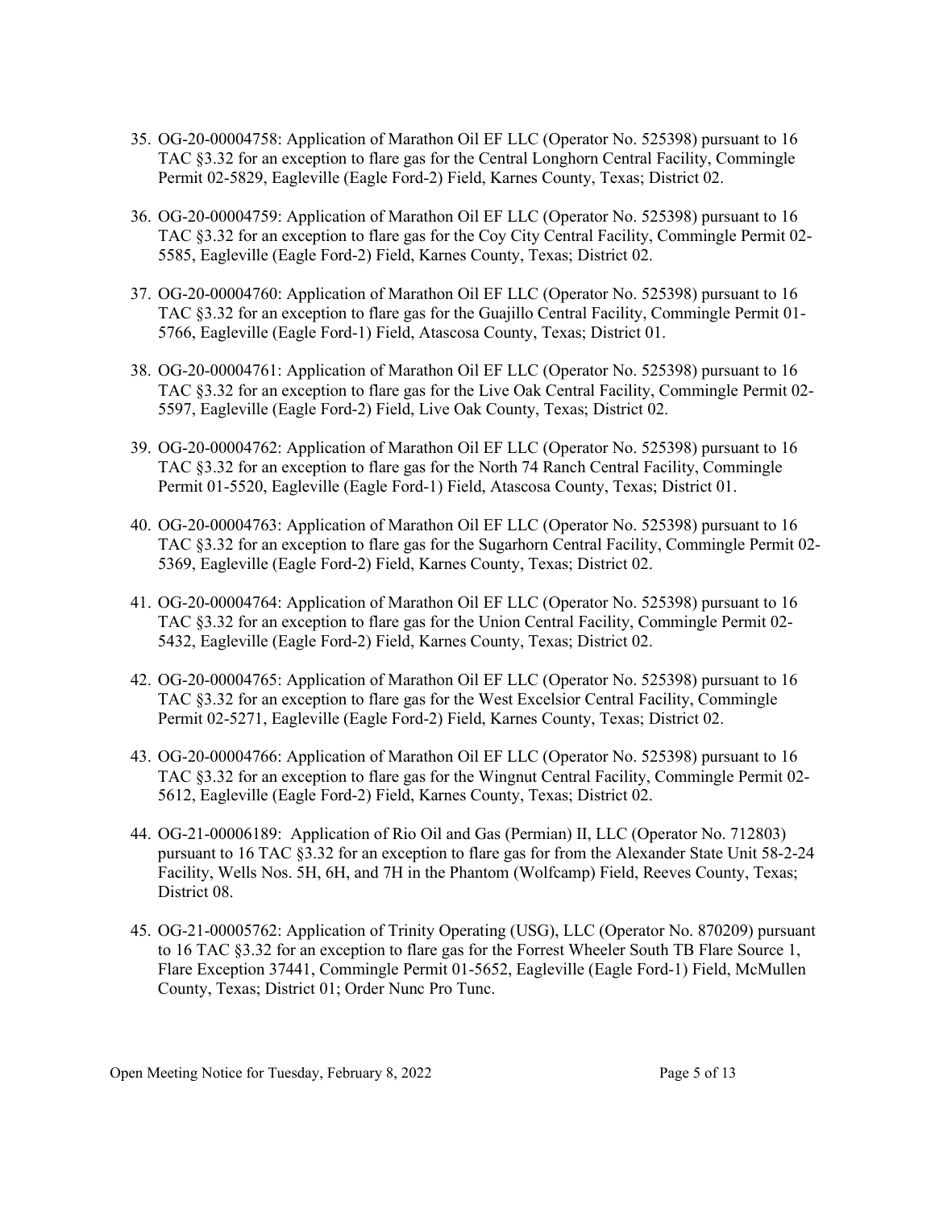35. OG-20-00004758: Application of Marathon Oil EF LLC (Operator No. 525398) pursuant to 16 TAC §3.32 for an exception to flare gas for the Central Longhorn Central Facility, Commingle Permit 02-5829, Eagleville (Eagle Ford-2) Field, Karnes County, Texas; District 02.

36. OG-20-00004759: Application of Marathon Oil EF LLC (Operator No. 525398) pursuant to 16 TAC §3.32 for an exception to flare gas for the Coy City Central Facility, Commingle Permit 02-5585, Eagleville (Eagle Ford-2) Field, Karnes County, Texas; District 02.

37. OG-20-00004760: Application of Marathon Oil EF LLC (Operator No. 525398) pursuant to 16 TAC §3.32 for an exception to flare gas for the Guajillo Central Facility, Commingle Permit 01-5766, Eagleville (Eagle Ford-1) Field, Atascosa County, Texas; District 01.

38. OG-20-00004761: Application of Marathon Oil EF LLC (Operator No. 525398) pursuant to 16 TAC §3.32 for an exception to flare gas for the Live Oak Central Facility, Commingle Permit 02-5597, Eagleville (Eagle Ford-2) Field, Live Oak County, Texas; District 02.

39. OG-20-00004762: Application of Marathon Oil EF LLC (Operator No. 525398) pursuant to 16 TAC §3.32 for an exception to flare gas for the North 74 Ranch Central Facility, Commingle Permit 01-5520, Eagleville (Eagle Ford-1) Field, Atascosa County, Texas; District 01.

40. OG-20-00004763: Application of Marathon Oil EF LLC (Operator No. 525398) pursuant to 16 TAC §3.32 for an exception to flare gas for the Sugarhorn Central Facility, Commingle Permit 02-5369, Eagleville (Eagle Ford-2) Field, Karnes County, Texas; District 02.

41. OG-20-00004764: Application of Marathon Oil EF LLC (Operator No. 525398) pursuant to 16 TAC §3.32 for an exception to flare gas for the Union Central Facility, Commingle Permit 02-5432, Eagleville (Eagle Ford-2) Field, Karnes County, Texas; District 02.

42. OG-20-00004765: Application of Marathon Oil EF LLC (Operator No. 525398) pursuant to 16 TAC §3.32 for an exception to flare gas for the West Excelsior Central Facility, Commingle Permit 02-5271, Eagleville (Eagle Ford-2) Field, Karnes County, Texas; District 02.

43. OG-20-00004766: Application of Marathon Oil EF LLC (Operator No. 525398) pursuant to 16 TAC §3.32 for an exception to flare gas for the Wingnut Central Facility, Commingle Permit 02-5612, Eagleville (Eagle Ford-2) Field, Karnes County, Texas; District 02.

44. OG-21-00006189: Application of Rio Oil and Gas (Permian) II, LLC (Operator No. 712803) pursuant to 16 TAC §3.32 for an exception to flare gas for from the Alexander State Unit 58-2-24 Facility, Wells Nos. 5H, 6H, and 7H in the Phantom (Wolfcamp) Field, Reeves County, Texas; District 08.

45. OG-21-00005762: Application of Trinity Operating (USG), LLC (Operator No. 870209) pursuant to 16 TAC §3.32 for an exception to flare gas for the Forrest Wheeler South TB Flare Source 1, Flare Exception 37441, Commingle Permit 01-5652, Eagleville (Eagle Ford-1) Field, McMullen County, Texas; District 01; Order Nunc Pro Tunc.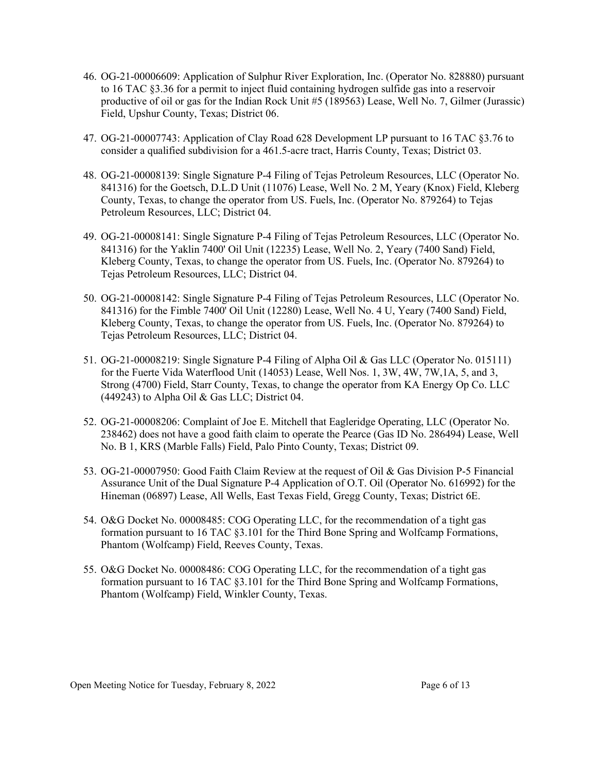46. OG-21-00006609: Application of Sulphur River Exploration, Inc. (Operator No. 828880) pursuant to 16 TAC §3.36 for a permit to inject fluid containing hydrogen sulfide gas into a reservoir productive of oil or gas for the Indian Rock Unit #5 (189563) Lease, Well No. 7, Gilmer (Jurassic) Field, Upshur County, Texas; District 06.

47. OG-21-00007743: Application of Clay Road 628 Development LP pursuant to 16 TAC §3.76 to consider a qualified subdivision for a 461.5-acre tract, Harris County, Texas; District 03.

48. OG-21-00008139: Single Signature P-4 Filing of Tejas Petroleum Resources, LLC (Operator No. 841316) for the Goetsch, D.L.D Unit (11076) Lease, Well No. 2 M, Yeary (Knox) Field, Kleberg County, Texas, to change the operator from US. Fuels, Inc. (Operator No. 879264) to Tejas Petroleum Resources, LLC; District 04.

49. OG-21-00008141: Single Signature P-4 Filing of Tejas Petroleum Resources, LLC (Operator No. 841316) for the Yaklin 7400' Oil Unit (12235) Lease, Well No. 2, Yeary (7400 Sand) Field, Kleberg County, Texas, to change the operator from US. Fuels, Inc. (Operator No. 879264) to Tejas Petroleum Resources, LLC; District 04.

50. OG-21-00008142: Single Signature P-4 Filing of Tejas Petroleum Resources, LLC (Operator No. 841316) for the Fimble 7400' Oil Unit (12280) Lease, Well No. 4 U, Yeary (7400 Sand) Field, Kleberg County, Texas, to change the operator from US. Fuels, Inc. (Operator No. 879264) to Tejas Petroleum Resources, LLC; District 04.

51. OG-21-00008219: Single Signature P-4 Filing of Alpha Oil & Gas LLC (Operator No. 015111) for the Fuerte Vida Waterflood Unit (14053) Lease, Well Nos. 1, 3W, 4W, 7W,1A, 5, and 3, Strong (4700) Field, Starr County, Texas, to change the operator from KA Energy Op Co. LLC (449243) to Alpha Oil & Gas LLC; District 04.

52. OG-21-00008206: Complaint of Joe E. Mitchell that Eagleridge Operating, LLC (Operator No. 238462) does not have a good faith claim to operate the Pearce (Gas ID No. 286494) Lease, Well No. B 1, KRS (Marble Falls) Field, Palo Pinto County, Texas; District 09.

53. OG-21-00007950: Good Faith Claim Review at the request of Oil & Gas Division P-5 Financial Assurance Unit of the Dual Signature P-4 Application of O.T. Oil (Operator No. 616992) for the Hineman (06897) Lease, All Wells, East Texas Field, Gregg County, Texas; District 6E.

54. O&G Docket No. 00008485: COG Operating LLC, for the recommendation of a tight gas formation pursuant to 16 TAC §3.101 for the Third Bone Spring and Wolfcamp Formations, Phantom (Wolfcamp) Field, Reeves County, Texas.

55. O&G Docket No. 00008486: COG Operating LLC, for the recommendation of a tight gas formation pursuant to 16 TAC §3.101 for the Third Bone Spring and Wolfcamp Formations, Phantom (Wolfcamp) Field, Winkler County, Texas.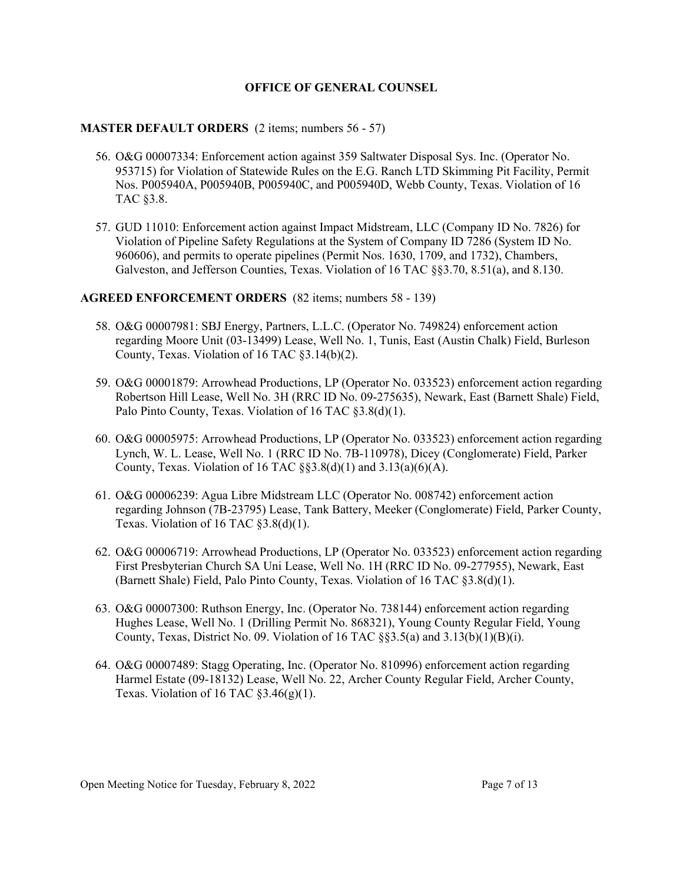## OFFICE OF GENERAL COUNSEL

### MASTER DEFAULT ORDERS (2 items; numbers 56 - 57)

56. O&G 00007334: Enforcement action against 359 Saltwater Disposal Sys. Inc. (Operator No. 953715) for Violation of Statewide Rules on the E.G. Ranch LTD Skimming Pit Facility, Permit Nos. P005940A, P005940B, P005940C, and P005940D, Webb County, Texas. Violation of 16 TAC §3.8.

57. GUD 11010: Enforcement action against Impact Midstream, LLC (Company ID No. 7826) for Violation of Pipeline Safety Regulations at the System of Company ID 7286 (System ID No. 960606), and permits to operate pipelines (Permit Nos. 1630, 1709, and 1732), Chambers, Galveston, and Jefferson Counties, Texas. Violation of 16 TAC §§3.70, 8.51(a), and 8.130.

### AGREED ENFORCEMENT ORDERS (82 items; numbers 58 - 139)

58. O&G 00007981: SBJ Energy, Partners, L.L.C. (Operator No. 749824) enforcement action regarding Moore Unit (03-13499) Lease, Well No. 1, Tunis, East (Austin Chalk) Field, Burleson County, Texas. Violation of 16 TAC §3.14(b)(2).

59. O&G 00001879: Arrowhead Productions, LP (Operator No. 033523) enforcement action regarding Robertson Hill Lease, Well No. 3H (RRC ID No. 09-275635), Newark, East (Barnett Shale) Field, Palo Pinto County, Texas. Violation of 16 TAC §3.8(d)(1).

60. O&G 00005975: Arrowhead Productions, LP (Operator No. 033523) enforcement action regarding Lynch, W. L. Lease, Well No. 1 (RRC ID No. 7B-110978), Dicey (Conglomerate) Field, Parker County, Texas. Violation of 16 TAC §§3.8(d)(1) and 3.13(a)(6)(A).

61. O&G 00006239: Agua Libre Midstream LLC (Operator No. 008742) enforcement action regarding Johnson (7B-23795) Lease, Tank Battery, Meeker (Conglomerate) Field, Parker County, Texas. Violation of 16 TAC §3.8(d)(1).

62. O&G 00006719: Arrowhead Productions, LP (Operator No. 033523) enforcement action regarding First Presbyterian Church SA Uni Lease, Well No. 1H (RRC ID No. 09-277955), Newark, East (Barnett Shale) Field, Palo Pinto County, Texas. Violation of 16 TAC §3.8(d)(1).

63. O&G 00007300: Ruthson Energy, Inc. (Operator No. 738144) enforcement action regarding Hughes Lease, Well No. 1 (Drilling Permit No. 868321), Young County Regular Field, Young County, Texas, District No. 09. Violation of 16 TAC §§3.5(a) and 3.13(b)(1)(B)(i).

64. O&G 00007489: Stagg Operating, Inc. (Operator No. 810996) enforcement action regarding Harmel Estate (09-18132) Lease, Well No. 22, Archer County Regular Field, Archer County, Texas. Violation of 16 TAC §3.46(g)(1).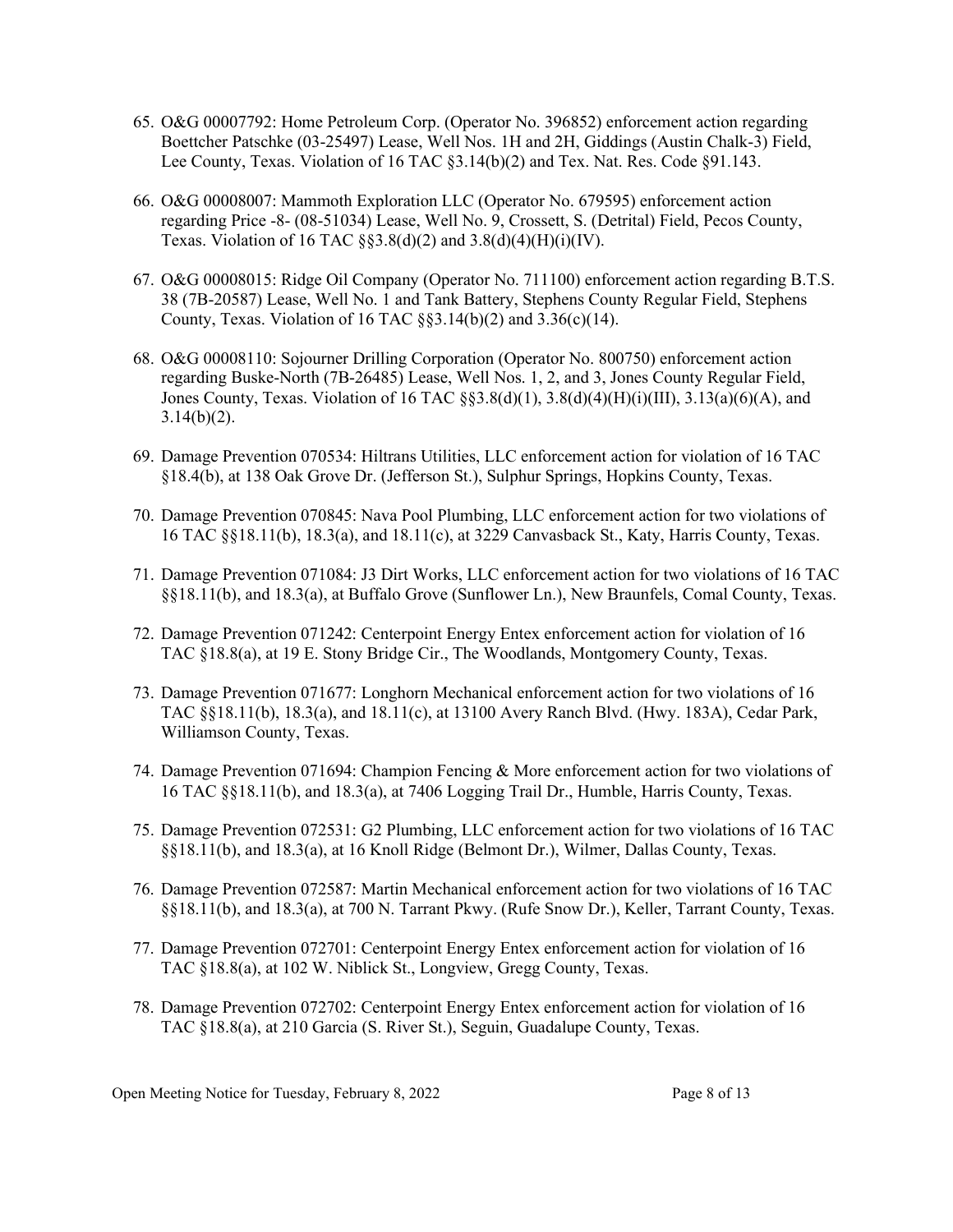65. O&G 00007792: Home Petroleum Corp. (Operator No. 396852) enforcement action regarding Boettcher Patschke (03-25497) Lease, Well Nos. 1H and 2H, Giddings (Austin Chalk-3) Field, Lee County, Texas. Violation of 16 TAC §3.14(b)(2) and Tex. Nat. Res. Code §91.143.

66. O&G 00008007: Mammoth Exploration LLC (Operator No. 679595) enforcement action regarding Price -8- (08-51034) Lease, Well No. 9, Crossett, S. (Detrital) Field, Pecos County, Texas. Violation of 16 TAC §§3.8(d)(2) and 3.8(d)(4)(H)(i)(IV).

67. O&G 00008015: Ridge Oil Company (Operator No. 711100) enforcement action regarding B.T.S. 38 (7B-20587) Lease, Well No. 1 and Tank Battery, Stephens County Regular Field, Stephens County, Texas. Violation of 16 TAC §§3.14(b)(2) and 3.36(c)(14).

68. O&G 00008110: Sojourner Drilling Corporation (Operator No. 800750) enforcement action regarding Buske-North (7B-26485) Lease, Well Nos. 1, 2, and 3, Jones County Regular Field, Jones County, Texas. Violation of 16 TAC §§3.8(d)(1), 3.8(d)(4)(H)(i)(III), 3.13(a)(6)(A), and 3.14(b)(2).

69. Damage Prevention 070534: Hiltrans Utilities, LLC enforcement action for violation of 16 TAC §18.4(b), at 138 Oak Grove Dr. (Jefferson St.), Sulphur Springs, Hopkins County, Texas.

70. Damage Prevention 070845: Nava Pool Plumbing, LLC enforcement action for two violations of 16 TAC §§18.11(b), 18.3(a), and 18.11(c), at 3229 Canvasback St., Katy, Harris County, Texas.

71. Damage Prevention 071084: J3 Dirt Works, LLC enforcement action for two violations of 16 TAC §§18.11(b), and 18.3(a), at Buffalo Grove (Sunflower Ln.), New Braunfels, Comal County, Texas.

72. Damage Prevention 071242: Centerpoint Energy Entex enforcement action for violation of 16 TAC §18.8(a), at 19 E. Stony Bridge Cir., The Woodlands, Montgomery County, Texas.

73. Damage Prevention 071677: Longhorn Mechanical enforcement action for two violations of 16 TAC §§18.11(b), 18.3(a), and 18.11(c), at 13100 Avery Ranch Blvd. (Hwy. 183A), Cedar Park, Williamson County, Texas.

74. Damage Prevention 071694: Champion Fencing & More enforcement action for two violations of 16 TAC §§18.11(b), and 18.3(a), at 7406 Logging Trail Dr., Humble, Harris County, Texas.

75. Damage Prevention 072531: G2 Plumbing, LLC enforcement action for two violations of 16 TAC §§18.11(b), and 18.3(a), at 16 Knoll Ridge (Belmont Dr.), Wilmer, Dallas County, Texas.

76. Damage Prevention 072587: Martin Mechanical enforcement action for two violations of 16 TAC §§18.11(b), and 18.3(a), at 700 N. Tarrant Pkwy. (Rufe Snow Dr.), Keller, Tarrant County, Texas.

77. Damage Prevention 072701: Centerpoint Energy Entex enforcement action for violation of 16 TAC §18.8(a), at 102 W. Niblick St., Longview, Gregg County, Texas.

78. Damage Prevention 072702: Centerpoint Energy Entex enforcement action for violation of 16 TAC §18.8(a), at 210 Garcia (S. River St.), Seguin, Guadalupe County, Texas.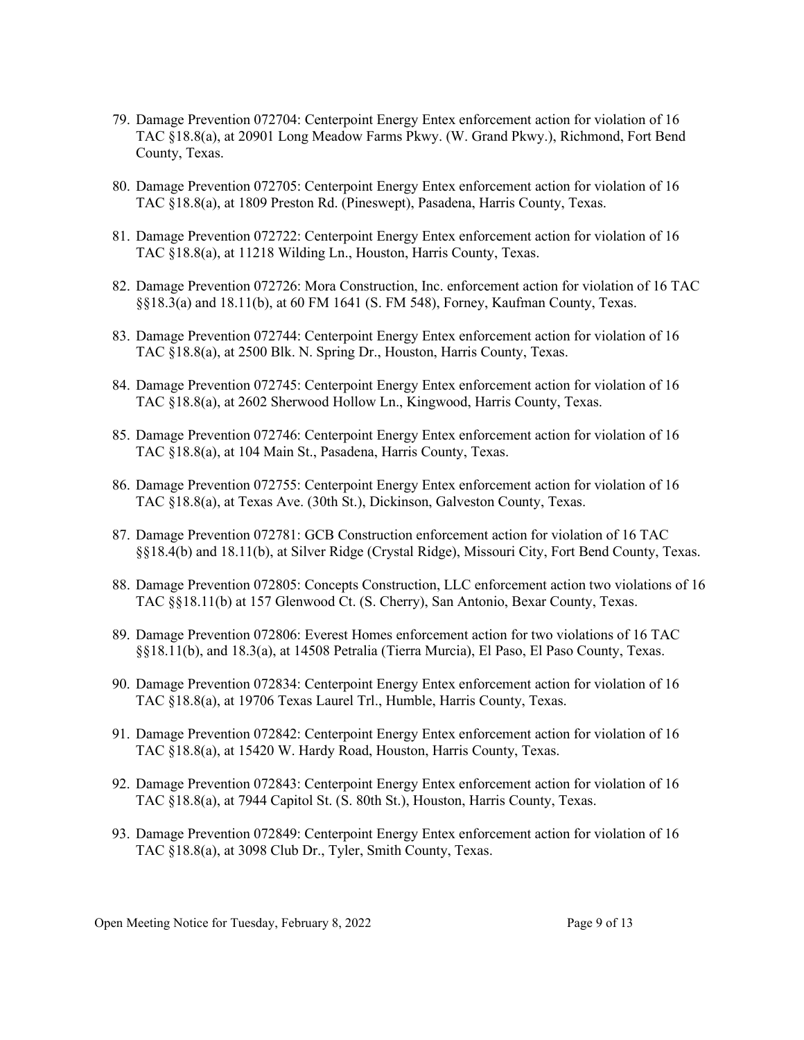79. Damage Prevention 072704: Centerpoint Energy Entex enforcement action for violation of 16 TAC §18.8(a), at 20901 Long Meadow Farms Pkwy. (W. Grand Pkwy.), Richmond, Fort Bend County, Texas.

80. Damage Prevention 072705: Centerpoint Energy Entex enforcement action for violation of 16 TAC §18.8(a), at 1809 Preston Rd. (Pineswept), Pasadena, Harris County, Texas.

81. Damage Prevention 072722: Centerpoint Energy Entex enforcement action for violation of 16 TAC §18.8(a), at 11218 Wilding Ln., Houston, Harris County, Texas.

82. Damage Prevention 072726: Mora Construction, Inc. enforcement action for violation of 16 TAC §§18.3(a) and 18.11(b), at 60 FM 1641 (S. FM 548), Forney, Kaufman County, Texas.

83. Damage Prevention 072744: Centerpoint Energy Entex enforcement action for violation of 16 TAC §18.8(a), at 2500 Blk. N. Spring Dr., Houston, Harris County, Texas.

84. Damage Prevention 072745: Centerpoint Energy Entex enforcement action for violation of 16 TAC §18.8(a), at 2602 Sherwood Hollow Ln., Kingwood, Harris County, Texas.

85. Damage Prevention 072746: Centerpoint Energy Entex enforcement action for violation of 16 TAC §18.8(a), at 104 Main St., Pasadena, Harris County, Texas.

86. Damage Prevention 072755: Centerpoint Energy Entex enforcement action for violation of 16 TAC §18.8(a), at Texas Ave. (30th St.), Dickinson, Galveston County, Texas.

87. Damage Prevention 072781: GCB Construction enforcement action for violation of 16 TAC §§18.4(b) and 18.11(b), at Silver Ridge (Crystal Ridge), Missouri City, Fort Bend County, Texas.

88. Damage Prevention 072805: Concepts Construction, LLC enforcement action two violations of 16 TAC §§18.11(b) at 157 Glenwood Ct. (S. Cherry), San Antonio, Bexar County, Texas.

89. Damage Prevention 072806: Everest Homes enforcement action for two violations of 16 TAC §§18.11(b), and 18.3(a), at 14508 Petralia (Tierra Murcia), El Paso, El Paso County, Texas.

90. Damage Prevention 072834: Centerpoint Energy Entex enforcement action for violation of 16 TAC §18.8(a), at 19706 Texas Laurel Trl., Humble, Harris County, Texas.

91. Damage Prevention 072842: Centerpoint Energy Entex enforcement action for violation of 16 TAC §18.8(a), at 15420 W. Hardy Road, Houston, Harris County, Texas.

92. Damage Prevention 072843: Centerpoint Energy Entex enforcement action for violation of 16 TAC §18.8(a), at 7944 Capitol St. (S. 80th St.), Houston, Harris County, Texas.

93. Damage Prevention 072849: Centerpoint Energy Entex enforcement action for violation of 16 TAC §18.8(a), at 3098 Club Dr., Tyler, Smith County, Texas.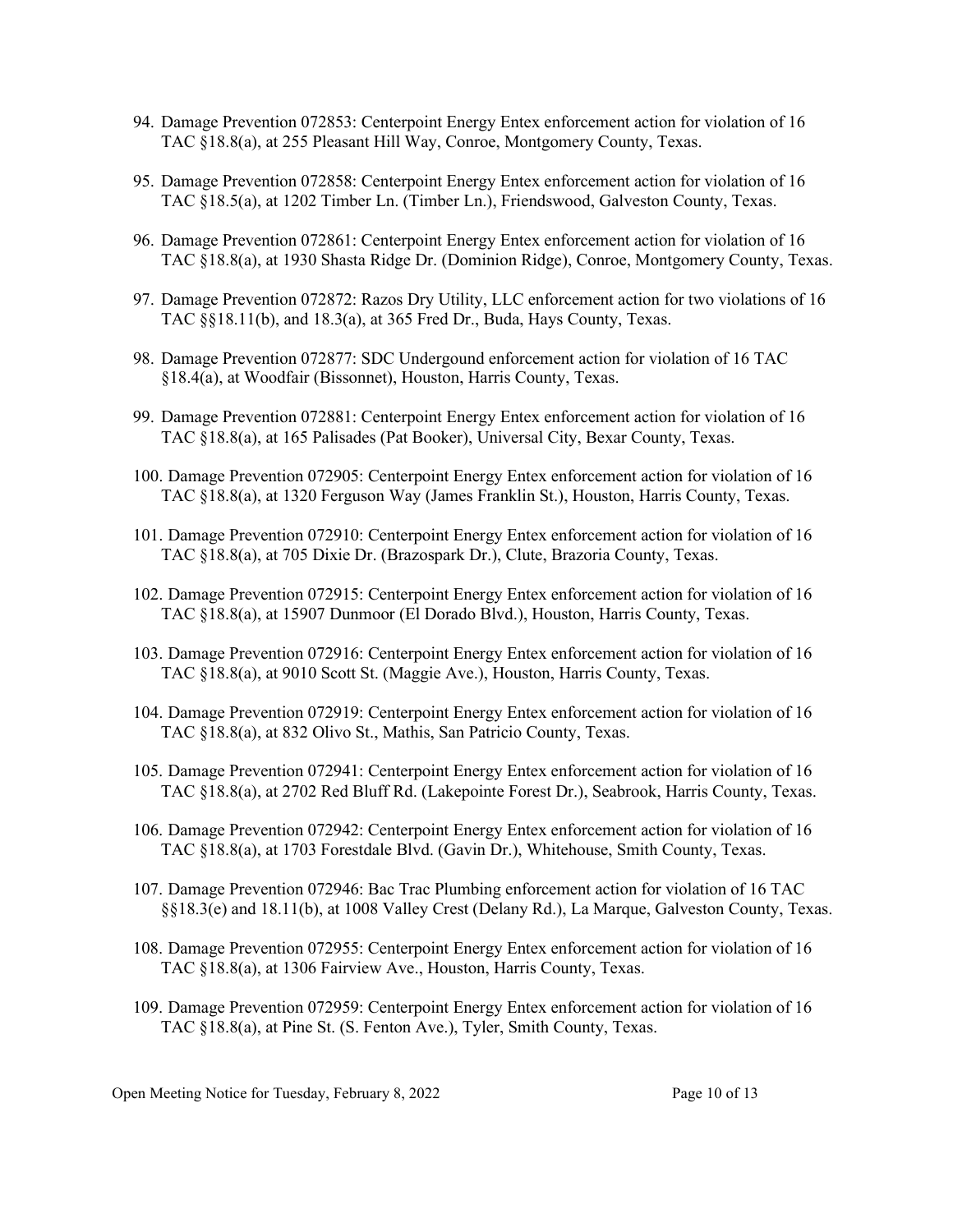94. Damage Prevention 072853: Centerpoint Energy Entex enforcement action for violation of 16 TAC §18.8(a), at 255 Pleasant Hill Way, Conroe, Montgomery County, Texas.

95. Damage Prevention 072858: Centerpoint Energy Entex enforcement action for violation of 16 TAC §18.5(a), at 1202 Timber Ln. (Timber Ln.), Friendswood, Galveston County, Texas.

96. Damage Prevention 072861: Centerpoint Energy Entex enforcement action for violation of 16 TAC §18.8(a), at 1930 Shasta Ridge Dr. (Dominion Ridge), Conroe, Montgomery County, Texas.

97. Damage Prevention 072872: Razos Dry Utility, LLC enforcement action for two violations of 16 TAC §§18.11(b), and 18.3(a), at 365 Fred Dr., Buda, Hays County, Texas.

98. Damage Prevention 072877: SDC Undegound enforcement action for violation of 16 TAC §18.4(a), at Woodfair (Bissonnet), Houston, Harris County, Texas.

99. Damage Prevention 072881: Centerpoint Energy Entex enforcement action for violation of 16 TAC §18.8(a), at 165 Palisades (Pat Booker), Universal City, Bexar County, Texas.

100. Damage Prevention 072905: Centerpoint Energy Entex enforcement action for violation of 16 TAC §18.8(a), at 1320 Ferguson Way (James Franklin St.), Houston, Harris County, Texas.

101. Damage Prevention 072910: Centerpoint Energy Entex enforcement action for violation of 16 TAC §18.8(a), at 705 Dixie Dr. (Brazospark Dr.), Clute, Brazoria County, Texas.

102. Damage Prevention 072915: Centerpoint Energy Entex enforcement action for violation of 16 TAC §18.8(a), at 15907 Dunmoor (El Dorado Blvd.), Houston, Harris County, Texas.

103. Damage Prevention 072916: Centerpoint Energy Entex enforcement action for violation of 16 TAC §18.8(a), at 9010 Scott St. (Maggie Ave.), Houston, Harris County, Texas.

104. Damage Prevention 072919: Centerpoint Energy Entex enforcement action for violation of 16 TAC §18.8(a), at 832 Olivo St., Mathis, San Patricio County, Texas.

105. Damage Prevention 072941: Centerpoint Energy Entex enforcement action for violation of 16 TAC §18.8(a), at 2702 Red Bluff Rd. (Lakepointe Forest Dr.), Seabrook, Harris County, Texas.

106. Damage Prevention 072942: Centerpoint Energy Entex enforcement action for violation of 16 TAC §18.8(a), at 1703 Forestdale Blvd. (Gavin Dr.), Whitehouse, Smith County, Texas.

107. Damage Prevention 072946: Bac Trac Plumbing enforcement action for violation of 16 TAC §§18.3(e) and 18.11(b), at 1008 Valley Crest (Delany Rd.), La Marque, Galveston County, Texas.

108. Damage Prevention 072955: Centerpoint Energy Entex enforcement action for violation of 16 TAC §18.8(a), at 1306 Fairview Ave., Houston, Harris County, Texas.

109. Damage Prevention 072959: Centerpoint Energy Entex enforcement action for violation of 16 TAC §18.8(a), at Pine St. (S. Fenton Ave.), Tyler, Smith County, Texas.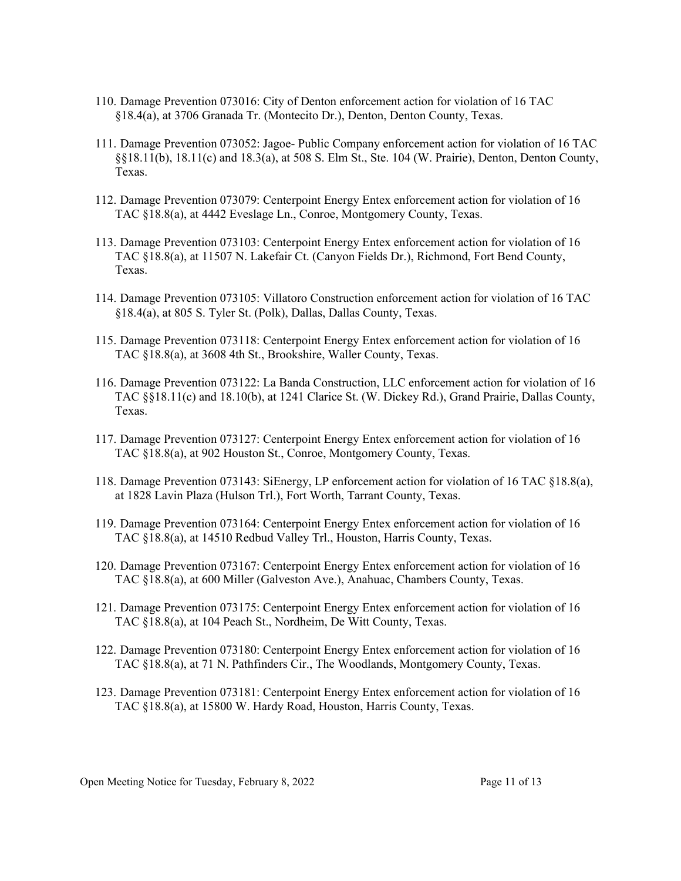110. Damage Prevention 073016: City of Denton enforcement action for violation of 16 TAC §18.4(a), at 3706 Granada Tr. (Montecito Dr.), Denton, Denton County, Texas.

111. Damage Prevention 073052: Jagoe- Public Company enforcement action for violation of 16 TAC §§18.11(b), 18.11(c) and 18.3(a), at 508 S. Elm St., Ste. 104 (W. Prairie), Denton, Denton County, Texas.

112. Damage Prevention 073079: Centerpoint Energy Entex enforcement action for violation of 16 TAC §18.8(a), at 4442 Eveslage Ln., Conroe, Montgomery County, Texas.

113. Damage Prevention 073103: Centerpoint Energy Entex enforcement action for violation of 16 TAC §18.8(a), at 11507 N. Lakefair Ct. (Canyon Fields Dr.), Richmond, Fort Bend County, Texas.

114. Damage Prevention 073105: Villatoro Construction enforcement action for violation of 16 TAC §18.4(a), at 805 S. Tyler St. (Polk), Dallas, Dallas County, Texas.

115. Damage Prevention 073118: Centerpoint Energy Entex enforcement action for violation of 16 TAC §18.8(a), at 3608 4th St., Brookshire, Waller County, Texas.

116. Damage Prevention 073122: La Banda Construction, LLC enforcement action for violation of 16 TAC §§18.11(c) and 18.10(b), at 1241 Clarice St. (W. Dickey Rd.), Grand Prairie, Dallas County, Texas.

117. Damage Prevention 073127: Centerpoint Energy Entex enforcement action for violation of 16 TAC §18.8(a), at 902 Houston St., Conroe, Montgomery County, Texas.

118. Damage Prevention 073143: SiEnergy, LP enforcement action for violation of 16 TAC §18.8(a), at 1828 Lavin Plaza (Hulson Trl.), Fort Worth, Tarrant County, Texas.

119. Damage Prevention 073164: Centerpoint Energy Entex enforcement action for violation of 16 TAC §18.8(a), at 14510 Redbud Valley Trl., Houston, Harris County, Texas.

120. Damage Prevention 073167: Centerpoint Energy Entex enforcement action for violation of 16 TAC §18.8(a), at 600 Miller (Galveston Ave.), Anahuac, Chambers County, Texas.

121. Damage Prevention 073175: Centerpoint Energy Entex enforcement action for violation of 16 TAC §18.8(a), at 104 Peach St., Nordheim, De Witt County, Texas.

122. Damage Prevention 073180: Centerpoint Energy Entex enforcement action for violation of 16 TAC §18.8(a), at 71 N. Pathfinders Cir., The Woodlands, Montgomery County, Texas.

123. Damage Prevention 073181: Centerpoint Energy Entex enforcement action for violation of 16 TAC §18.8(a), at 15800 W. Hardy Road, Houston, Harris County, Texas.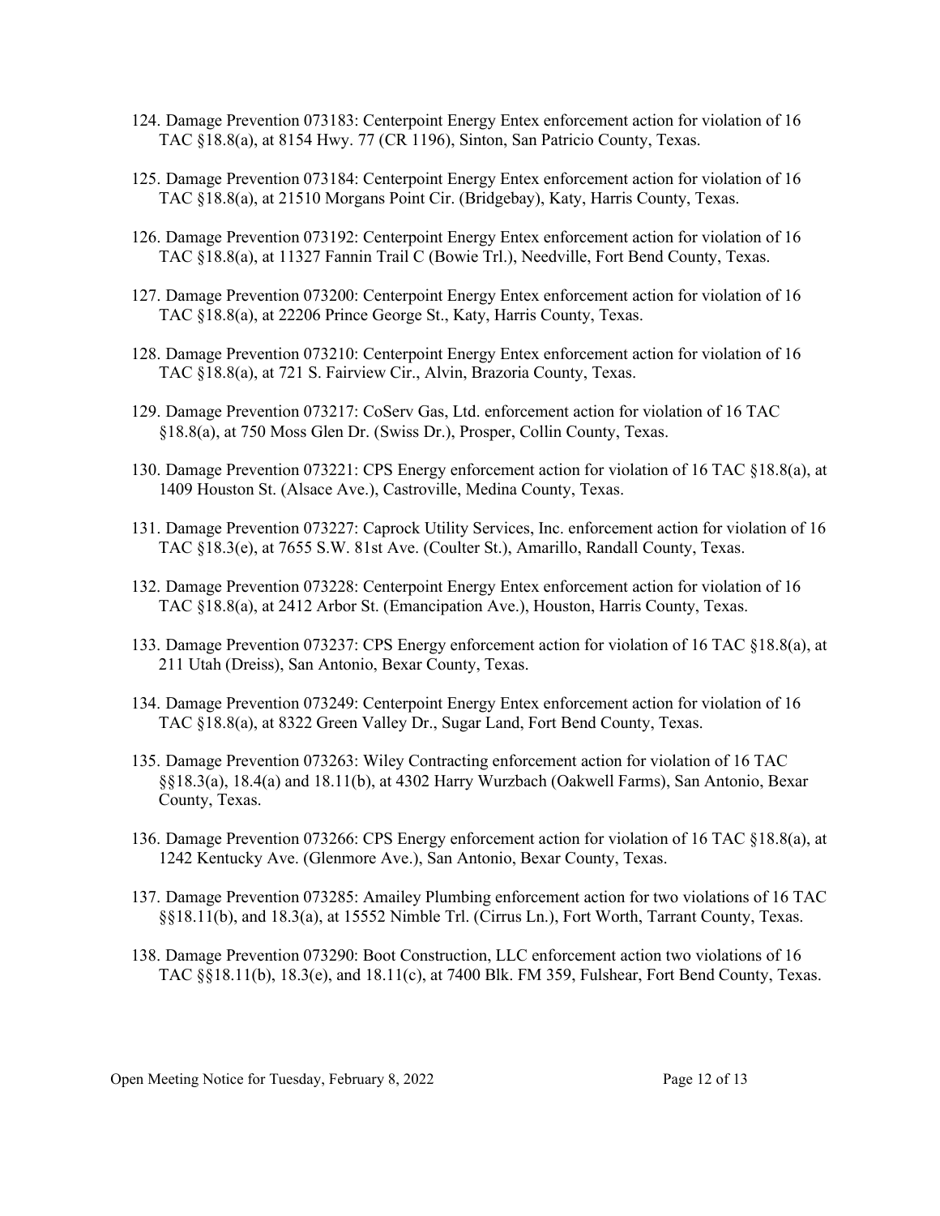124. Damage Prevention 073183: Centerpoint Energy Entex enforcement action for violation of 16 TAC §18.8(a), at 8154 Hwy. 77 (CR 1196), Sinton, San Patricio County, Texas.

125. Damage Prevention 073184: Centerpoint Energy Entex enforcement action for violation of 16 TAC §18.8(a), at 21510 Morgans Point Cir. (Bridgebay), Katy, Harris County, Texas.

126. Damage Prevention 073192: Centerpoint Energy Entex enforcement action for violation of 16 TAC §18.8(a), at 11327 Fannin Trail C (Bowie Trl.), Needville, Fort Bend County, Texas.

127. Damage Prevention 073200: Centerpoint Energy Entex enforcement action for violation of 16 TAC §18.8(a), at 22206 Prince George St., Katy, Harris County, Texas.

128. Damage Prevention 073210: Centerpoint Energy Entex enforcement action for violation of 16 TAC §18.8(a), at 721 S. Fairview Cir., Alvin, Brazoria County, Texas.

129. Damage Prevention 073217: CoServ Gas, Ltd. enforcement action for violation of 16 TAC §18.8(a), at 750 Moss Glen Dr. (Swiss Dr.), Prosper, Collin County, Texas.

130. Damage Prevention 073221: CPS Energy enforcement action for violation of 16 TAC §18.8(a), at 1409 Houston St. (Alsace Ave.), Castroville, Medina County, Texas.

131. Damage Prevention 073227: Caprock Utility Services, Inc. enforcement action for violation of 16 TAC §18.3(e), at 7655 S.W. 81st Ave. (Coulter St.), Amarillo, Randall County, Texas.

132. Damage Prevention 073228: Centerpoint Energy Entex enforcement action for violation of 16 TAC §18.8(a), at 2412 Arbor St. (Emancipation Ave.), Houston, Harris County, Texas.

133. Damage Prevention 073237: CPS Energy enforcement action for violation of 16 TAC §18.8(a), at 211 Utah (Dreiss), San Antonio, Bexar County, Texas.

134. Damage Prevention 073249: Centerpoint Energy Entex enforcement action for violation of 16 TAC §18.8(a), at 8322 Green Valley Dr., Sugar Land, Fort Bend County, Texas.

135. Damage Prevention 073263: Wiley Contracting enforcement action for violation of 16 TAC §§18.3(a), 18.4(a) and 18.11(b), at 4302 Harry Wurzbach (Oakwell Farms), San Antonio, Bexar County, Texas.

136. Damage Prevention 073266: CPS Energy enforcement action for violation of 16 TAC §18.8(a), at 1242 Kentucky Ave. (Glenmore Ave.), San Antonio, Bexar County, Texas.

137. Damage Prevention 073285: Amailey Plumbing enforcement action for two violations of 16 TAC §§18.11(b), and 18.3(a), at 15552 Nimble Trl. (Cirrus Ln.), Fort Worth, Tarrant County, Texas.

138. Damage Prevention 073290: Boot Construction, LLC enforcement action two violations of 16 TAC §§18.11(b), 18.3(e), and 18.11(c), at 7400 Blk. FM 359, Fulshear, Fort Bend County, Texas.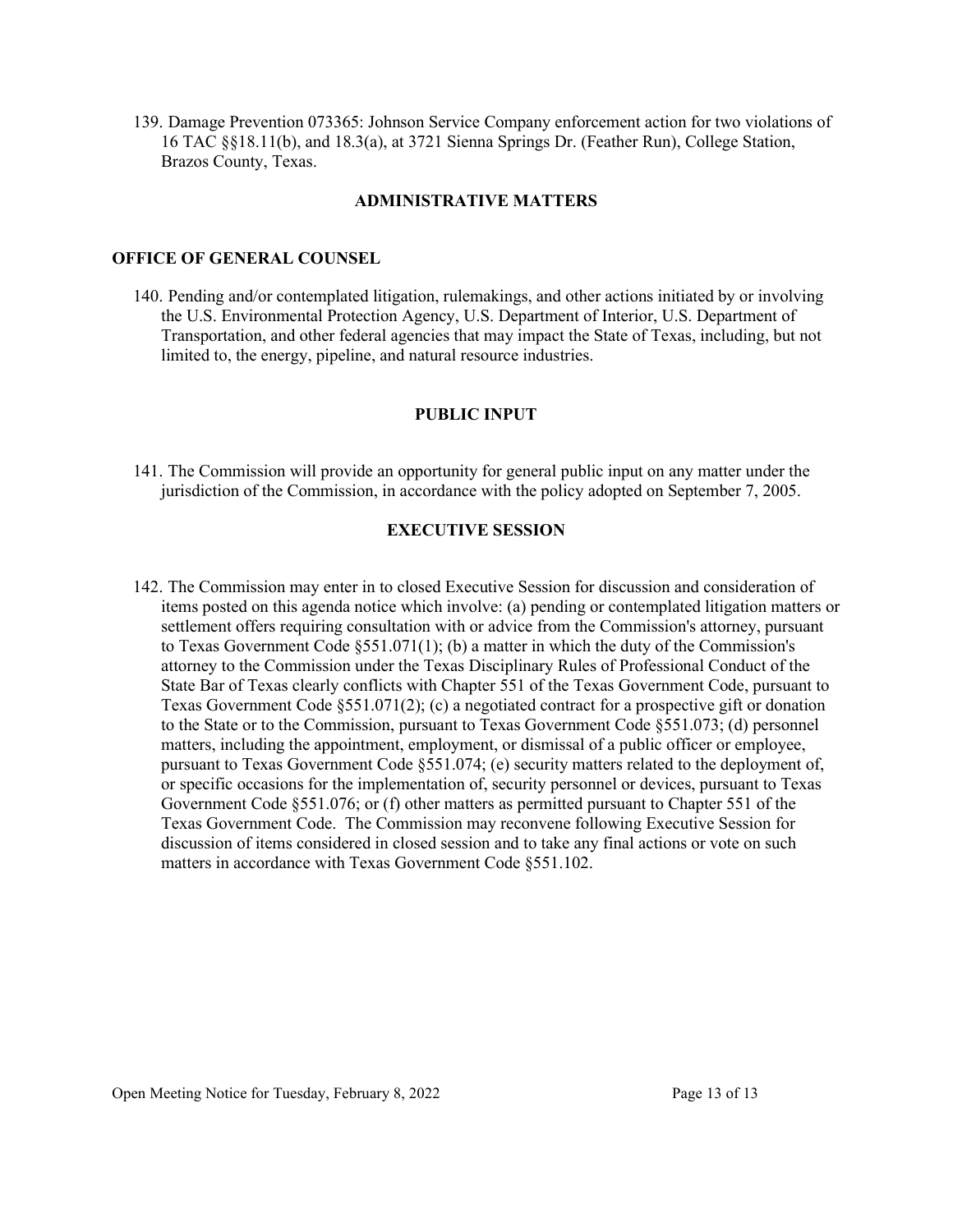139. Damage Prevention 073365: Johnson Service Company enforcement action for two violations of 16 TAC §§18.11(b), and 18.3(a), at 3721 Sienna Springs Dr. (Feather Run), College Station, Brazos County, Texas.

## ADMINISTRATIVE MATTERS

### OFFICE OF GENERAL COUNSEL

140. Pending and/or contemplated litigation, rulemakings, and other actions initiated by or involving the U.S. Environmental Protection Agency, U.S. Department of Interior, U.S. Department of Transportation, and other federal agencies that may impact the State of Texas, including, but not limited to, the energy, pipeline, and natural resource industries.

## PUBLIC INPUT

141. The Commission will provide an opportunity for general public input on any matter under the jurisdiction of the Commission, in accordance with the policy adopted on September 7, 2005.

## EXECUTIVE SESSION

142. The Commission may enter in to closed Executive Session for discussion and consideration of items posted on this agenda notice which involve: (a) pending or contemplated litigation matters or settlement offers requiring consultation with or advice from the Commission's attorney, pursuant to Texas Government Code §551.071(1); (b) a matter in which the duty of the Commission's attorney to the Commission under the Texas Disciplinary Rules of Professional Conduct of the State Bar of Texas clearly conflicts with Chapter 551 of the Texas Government Code, pursuant to Texas Government Code §551.071(2); (c) a negotiated contract for a prospective gift or donation to the State or to the Commission, pursuant to Texas Government Code §551.073; (d) personnel matters, including the appointment, employment, or dismissal of a public officer or employee, pursuant to Texas Government Code §551.074; (e) security matters related to the deployment of, or specific occasions for the implementation of, security personnel or devices, pursuant to Texas Government Code §551.076; or (f) other matters as permitted pursuant to Chapter 551 of the Texas Government Code. The Commission may reconvene following Executive Session for discussion of items considered in closed session and to take any final actions or vote on such matters in accordance with Texas Government Code §551.102.